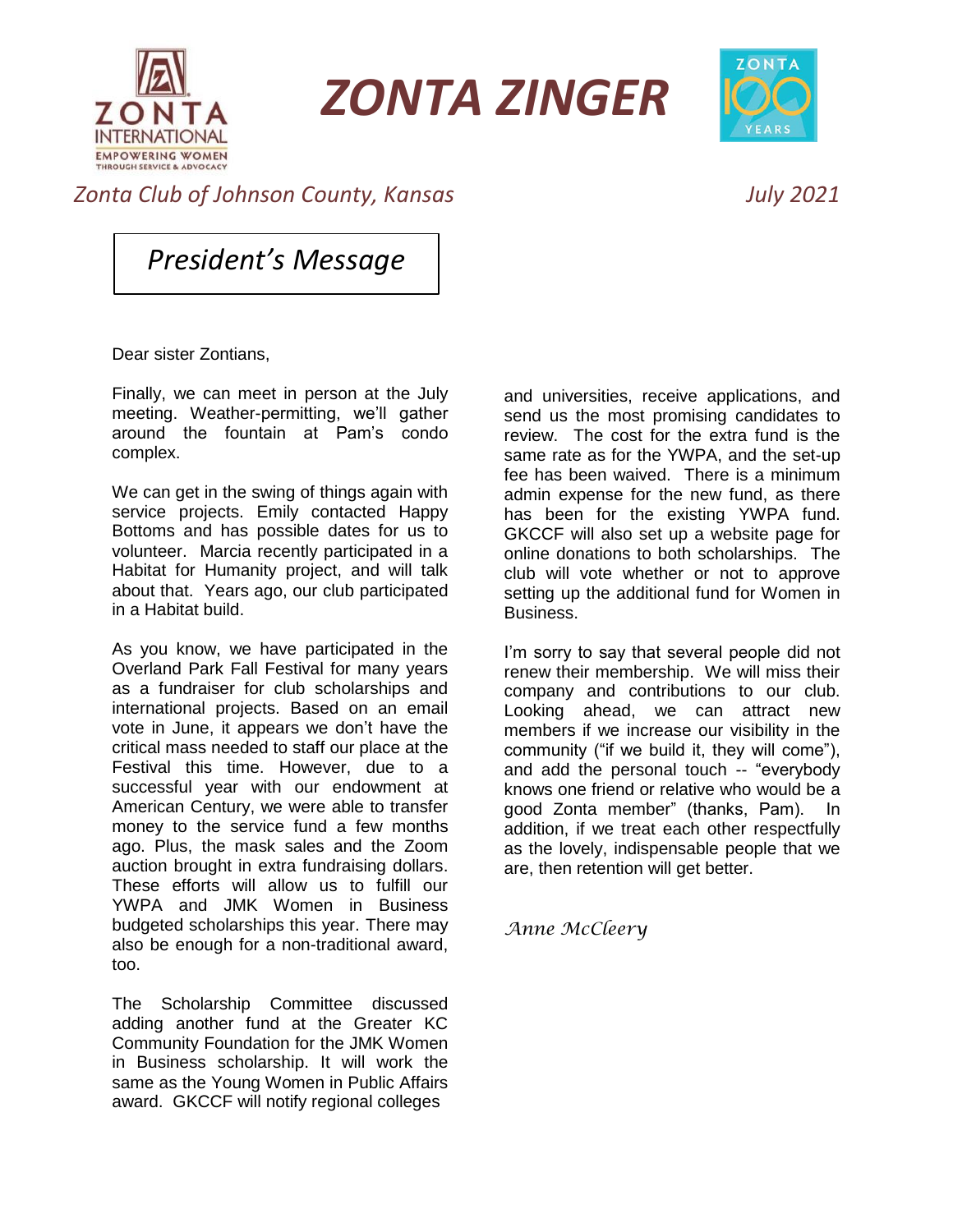# ZONTA ZINGER

*Zonta Club of Johnson County, Kansas* *July 2021*

## *President's Message*

Dear sister Zontians,

Finally, we can meet in person at the July meeting. Weather-permitting, we'll gather around the fountain at Pam's condo complex.

We can get in the swing of things again with service projects. Emily contacted Happy Bottoms and has possible dates for us to volunteer. Marcia recently participated in a Habitat for Humanity project, and will talk about that. Years ago, our club participated in a Habitat build.

As you know, we have participated in the Overland Park Fall Festival for many years as a fundraiser for club scholarships and international projects. Based on an email vote in June, it appears we don't have the critical mass needed to staff our place at the Festival this time. However, due to a successful year with our endowment at American Century, we were able to transfer money to the service fund a few months ago. Plus, the mask sales and the Zoom auction brought in extra fundraising dollars. These efforts will allow us to fulfill our YWPA and JMK Women in Business budgeted scholarships this year. There may also be enough for a non-traditional award, too.

The Scholarship Committee discussed adding another fund at the Greater KC Community Foundation for the JMK Women in Business scholarship. It will work the same as the Young Women in Public Affairs award. GKCCF will notify regional colleges and universities, receive applications, and send us the most promising candidates to review. The cost for the extra fund is the same rate as for the YWPA, and the set-up fee has been waived. There is a minimum admin expense for the new fund, as there has been for the existing YWPA fund. GKCCF will also set up a website page for online donations to both scholarships. The club will vote whether or not to approve setting up the additional fund for Women in Business.

I'm sorry to say that several people did not renew their membership. We will miss their company and contributions to our club. Looking ahead, we can attract new members if we increase our visibility in the community ("if we build it, they will come"), and add the personal touch -- "everybody knows one friend or relative who would be a good Zonta member" (thanks, Pam). In addition, if we treat each other respectfully as the lovely, indispensable people that we are, then retention will get better.

*Anne McCleery*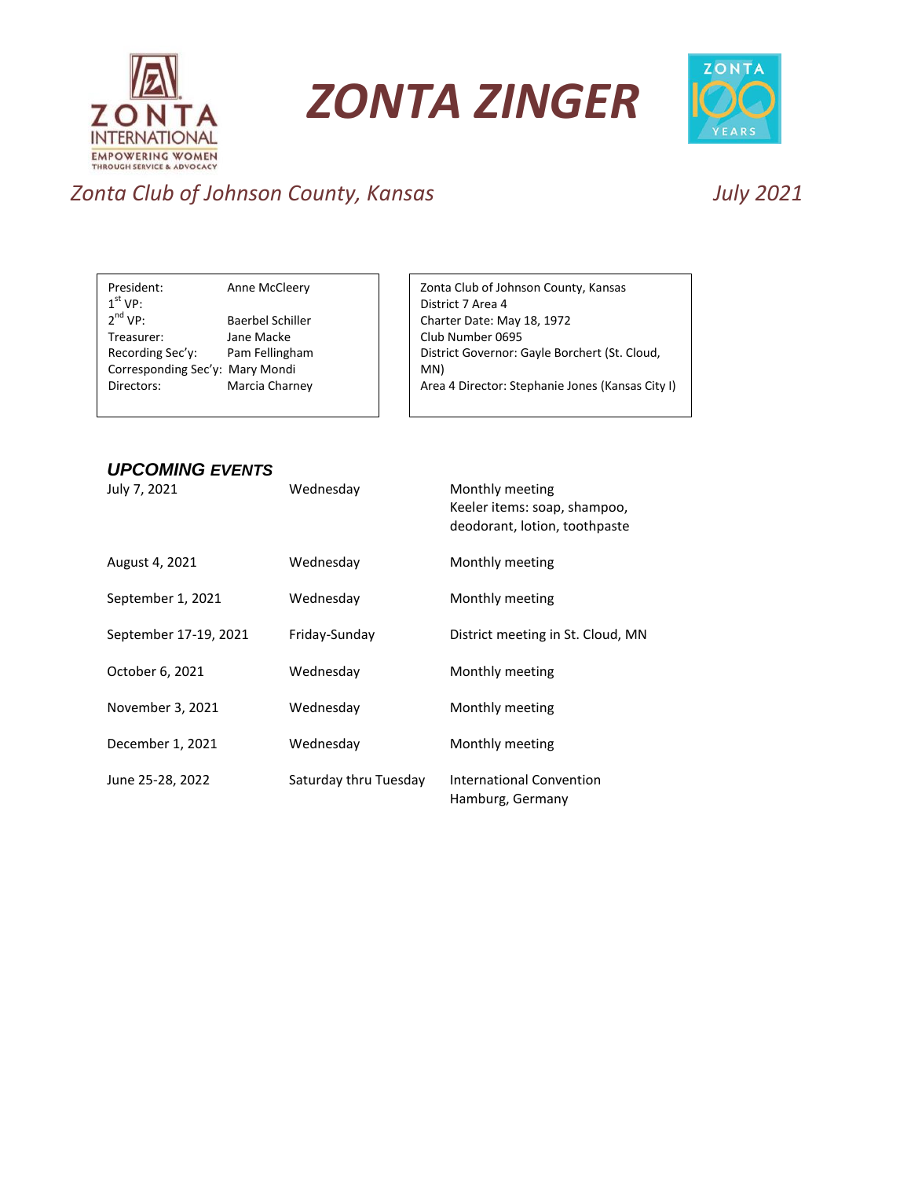# ZONTA ZINGER

*Zonta Club of Johnson County, Kansas* *July 2021*

| | |
|---|---|
| President: | Anne McCleery |
| 1st VP: | |
| 2nd VP: | Baerbel Schiller |
| Treasurer: | Jane Macke |
| Recording Sec'y: | Pam Fellingham |
| Corresponding Sec'y: | Mary Mondi |
| Directors: | Marcia Charney |

Zonta Club of Johnson County, Kansas
District 7 Area 4
Charter Date: May 18, 1972
Club Number 0695
District Governor: Gayle Borchert (St. Cloud, MN)
Area 4 Director: Stephanie Jones (Kansas City I)

## *UPCOMING EVENTS*

| | | |
|---|---|---|
| July 7, 2021 | Wednesday | Monthly meeting<br>Keeler items: soap, shampoo, deodorant, lotion, toothpaste |
| August 4, 2021 | Wednesday | Monthly meeting |
| September 1, 2021 | Wednesday | Monthly meeting |
| September 17-19, 2021 | Friday-Sunday | District meeting in St. Cloud, MN |
| October 6, 2021 | Wednesday | Monthly meeting |
| November 3, 2021 | Wednesday | Monthly meeting |
| December 1, 2021 | Wednesday | Monthly meeting |
| June 25-28, 2022 | Saturday thru Tuesday | International Convention<br>Hamburg, Germany |